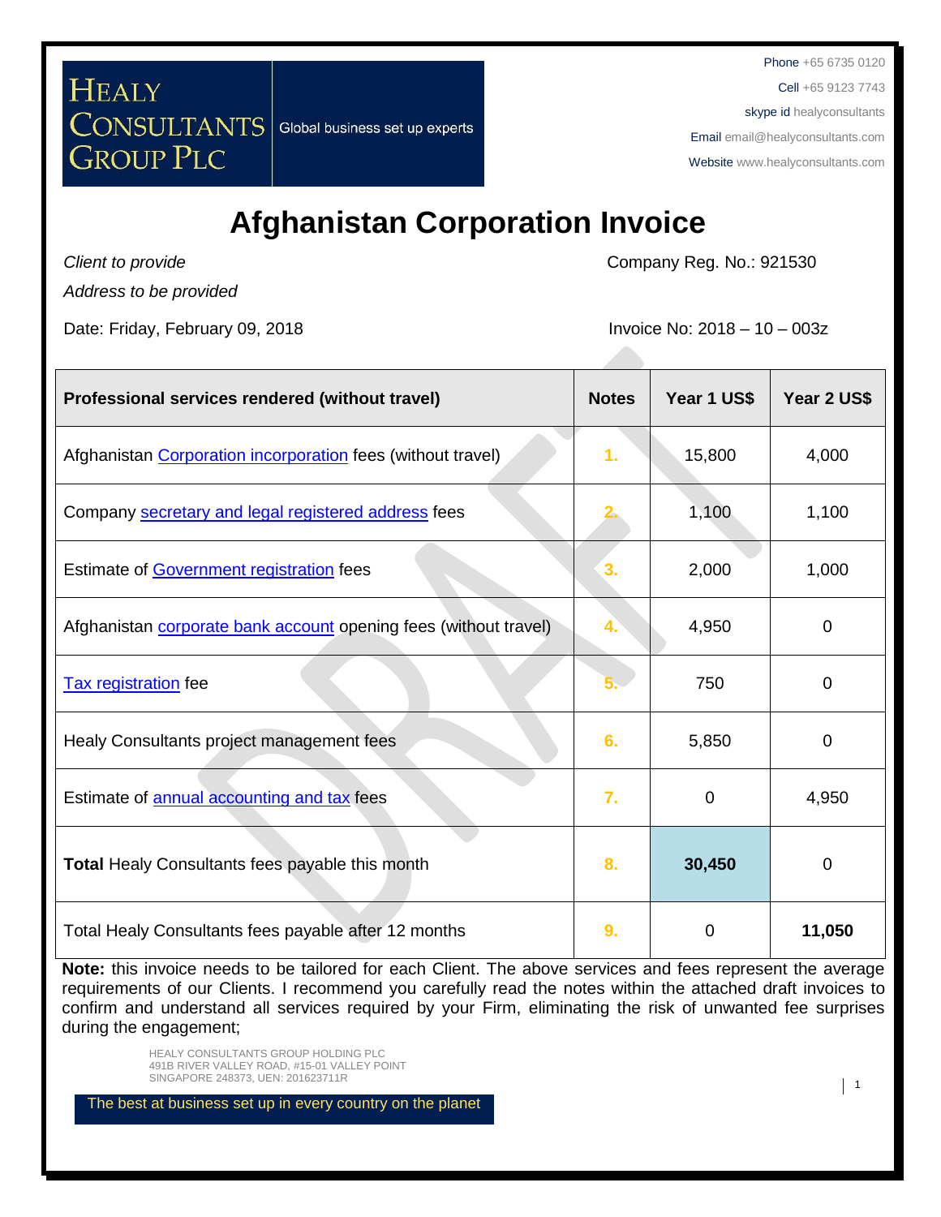HEALY CONSULTANTS GROUP PLC

Global business set up experts

Phone +65 6735 0120
Cell +65 9123 7743
skype id healyconsultants
Email email@healyconsultants.com
Website www.healyconsultants.com

# Afghanistan Corporation Invoice

*Client to provide*
*Address to be provided*

Company Reg. No.: 921530

Date: Friday, February 09, 2018

Invoice No: 2018 – 10 – 003z

| Professional services rendered (without travel) | Notes | Year 1 US$ | Year 2 US$ |
|---|---|---|---|
| Afghanistan Corporation incorporation fees (without travel) | 1. | 15,800 | 4,000 |
| Company secretary and legal registered address fees | 2. | 1,100 | 1,100 |
| Estimate of Government registration fees | 3. | 2,000 | 1,000 |
| Afghanistan corporate bank account opening fees (without travel) | 4. | 4,950 | 0 |
| Tax registration fee | 5. | 750 | 0 |
| Healy Consultants project management fees | 6. | 5,850 | 0 |
| Estimate of annual accounting and tax fees | 7. | 0 | 4,950 |
| **Total** Healy Consultants fees payable this month | 8. | **30,450** | 0 |
| Total Healy Consultants fees payable after 12 months | 9. | 0 | **11,050** |

**Note:** this invoice needs to be tailored for each Client. The above services and fees represent the average requirements of our Clients. I recommend you carefully read the notes within the attached draft invoices to confirm and understand all services required by your Firm, eliminating the risk of unwanted fee surprises during the engagement;

HEALY CONSULTANTS GROUP HOLDING PLC
491B RIVER VALLEY ROAD, #15-01 VALLEY POINT
SINGAPORE 248373, UEN: 201623711R

The best at business set up in every country on the planet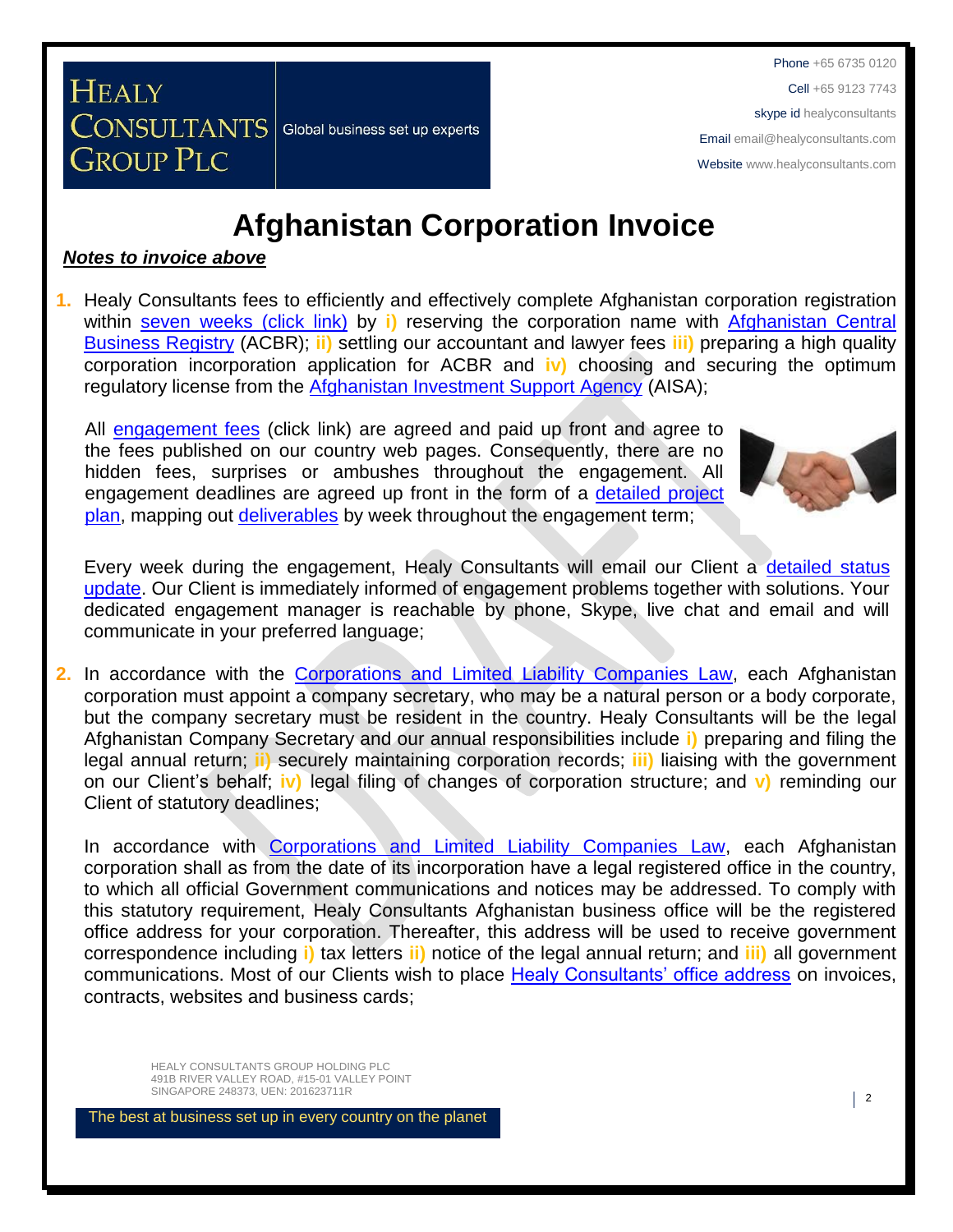# Afghanistan Corporation Invoice

***Notes to invoice above***

1. Healy Consultants fees to efficiently and effectively complete Afghanistan corporation registration within seven weeks (click link) by **i)** reserving the corporation name with Afghanistan Central Business Registry (ACBR); **ii)** settling our accountant and lawyer fees **iii)** preparing a high quality corporation incorporation application for ACBR and **iv)** choosing and securing the optimum regulatory license from the Afghanistan Investment Support Agency (AISA);

   All engagement fees (click link) are agreed and paid up front and agree to the fees published on our country web pages. Consequently, there are no hidden fees, surprises or ambushes throughout the engagement. All engagement deadlines are agreed up front in the form of a detailed project plan, mapping out deliverables by week throughout the engagement term;

   Every week during the engagement, Healy Consultants will email our Client a detailed status update. Our Client is immediately informed of engagement problems together with solutions. Your dedicated engagement manager is reachable by phone, Skype, live chat and email and will communicate in your preferred language;

2. In accordance with the Corporations and Limited Liability Companies Law, each Afghanistan corporation must appoint a company secretary, who may be a natural person or a body corporate, but the company secretary must be resident in the country. Healy Consultants will be the legal Afghanistan Company Secretary and our annual responsibilities include **i)** preparing and filing the legal annual return; **ii)** securely maintaining corporation records; **iii)** liaising with the government on our Client's behalf; **iv)** legal filing of changes of corporation structure; and **v)** reminding our Client of statutory deadlines;

   In accordance with Corporations and Limited Liability Companies Law, each Afghanistan corporation shall as from the date of its incorporation have a legal registered office in the country, to which all official Government communications and notices may be addressed. To comply with this statutory requirement, Healy Consultants Afghanistan business office will be the registered office address for your corporation. Thereafter, this address will be used to receive government correspondence including **i)** tax letters **ii)** notice of the legal annual return; and **iii)** all government communications. Most of our Clients wish to place Healy Consultants' office address on invoices, contracts, websites and business cards;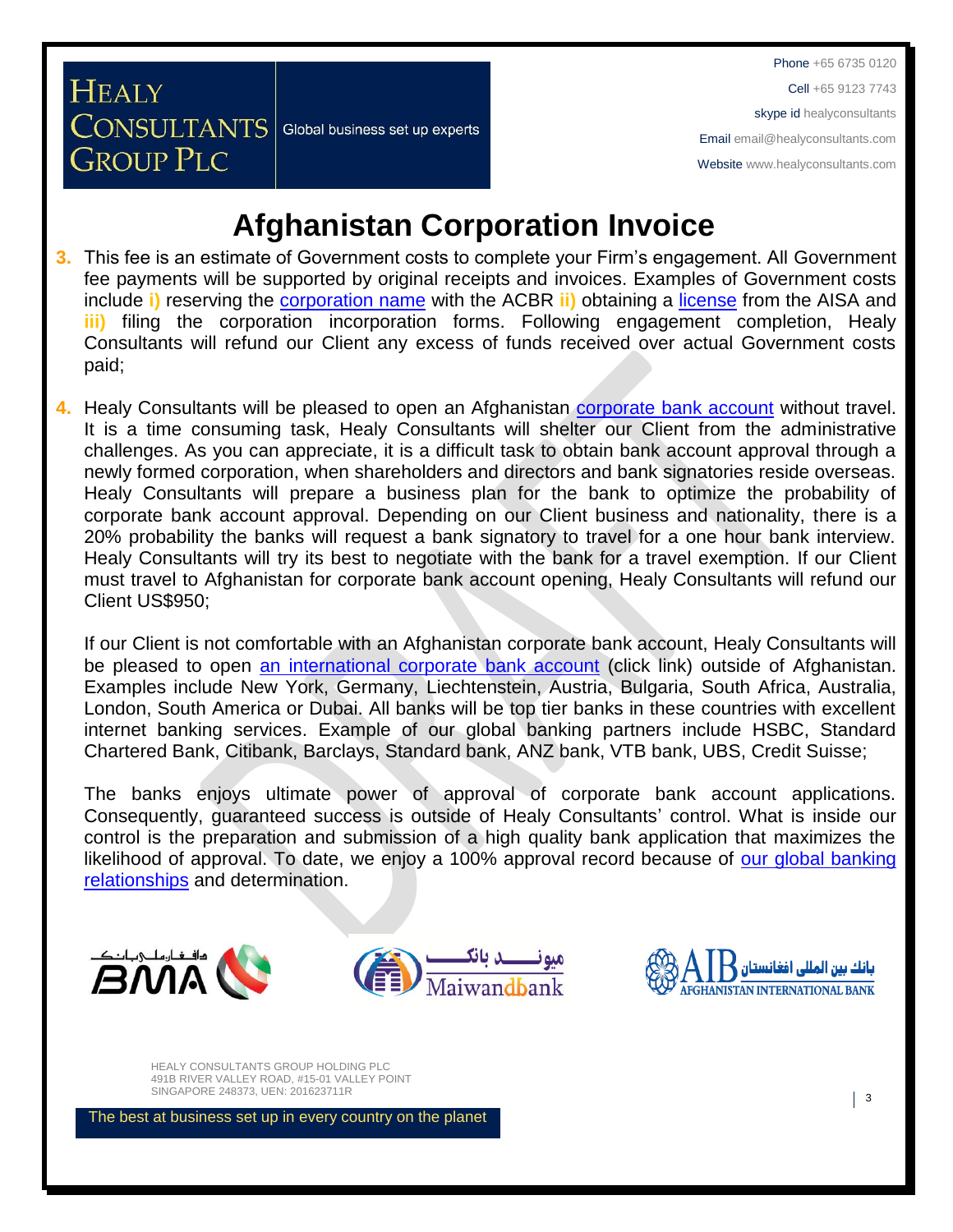# Afghanistan Corporation Invoice

3. This fee is an estimate of Government costs to complete your Firm's engagement. All Government fee payments will be supported by original receipts and invoices. Examples of Government costs include **i)** reserving the corporation name with the ACBR **ii)** obtaining a license from the AISA and **iii)** filing the corporation incorporation forms. Following engagement completion, Healy Consultants will refund our Client any excess of funds received over actual Government costs paid;

4. Healy Consultants will be pleased to open an Afghanistan corporate bank account without travel. It is a time consuming task, Healy Consultants will shelter our Client from the administrative challenges. As you can appreciate, it is a difficult task to obtain bank account approval through a newly formed corporation, when shareholders and directors and bank signatories reside overseas. Healy Consultants will prepare a business plan for the bank to optimize the probability of corporate bank account approval. Depending on our Client business and nationality, there is a 20% probability the banks will request a bank signatory to travel for a one hour bank interview. Healy Consultants will try its best to negotiate with the bank for a travel exemption. If our Client must travel to Afghanistan for corporate bank account opening, Healy Consultants will refund our Client US$950;

   If our Client is not comfortable with an Afghanistan corporate bank account, Healy Consultants will be pleased to open an international corporate bank account (click link) outside of Afghanistan. Examples include New York, Germany, Liechtenstein, Austria, Bulgaria, South Africa, Australia, London, South America or Dubai. All banks will be top tier banks in these countries with excellent internet banking services. Example of our global banking partners include HSBC, Standard Chartered Bank, Citibank, Barclays, Standard bank, ANZ bank, VTB bank, UBS, Credit Suisse;

   The banks enjoys ultimate power of approval of corporate bank account applications. Consequently, guaranteed success is outside of Healy Consultants' control. What is inside our control is the preparation and submission of a high quality bank application that maximizes the likelihood of approval. To date, we enjoy a 100% approval record because of our global banking relationships and determination.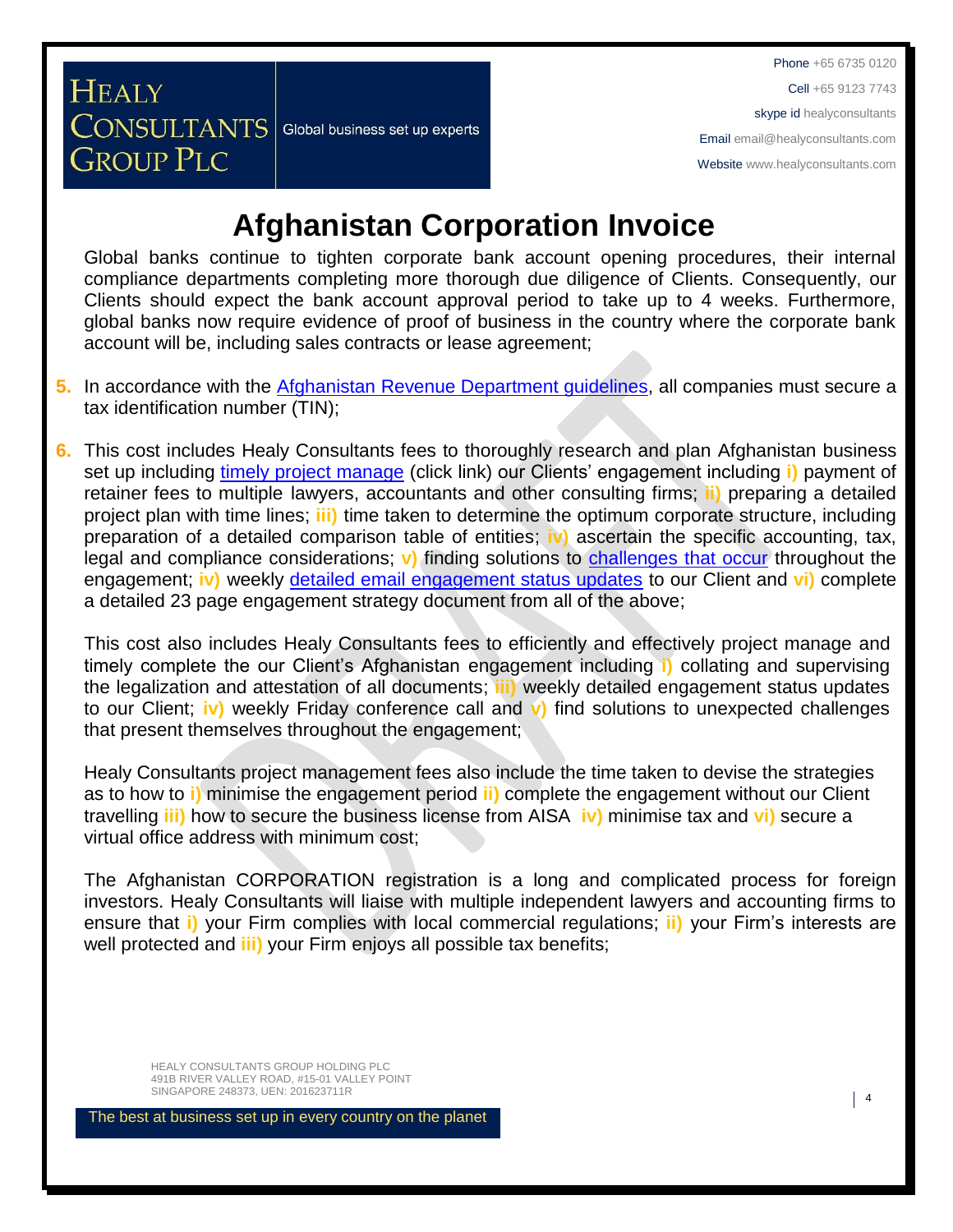# Afghanistan Corporation Invoice

Global banks continue to tighten corporate bank account opening procedures, their internal compliance departments completing more thorough due diligence of Clients. Consequently, our Clients should expect the bank account approval period to take up to 4 weeks. Furthermore, global banks now require evidence of proof of business in the country where the corporate bank account will be, including sales contracts or lease agreement;

5. In accordance with the Afghanistan Revenue Department guidelines, all companies must secure a tax identification number (TIN);

6. This cost includes Healy Consultants fees to thoroughly research and plan Afghanistan business set up including timely project manage (click link) our Clients' engagement including **i)** payment of retainer fees to multiple lawyers, accountants and other consulting firms; **ii)** preparing a detailed project plan with time lines; **iii)** time taken to determine the optimum corporate structure, including preparation of a detailed comparison table of entities; **iv)** ascertain the specific accounting, tax, legal and compliance considerations; **v)** finding solutions to challenges that occur throughout the engagement; **iv)** weekly detailed email engagement status updates to our Client and **vi)** complete a detailed 23 page engagement strategy document from all of the above;

   This cost also includes Healy Consultants fees to efficiently and effectively project manage and timely complete the our Client's Afghanistan engagement including **i)** collating and supervising the legalization and attestation of all documents; **iii)** weekly detailed engagement status updates to our Client; **iv)** weekly Friday conference call and **v)** find solutions to unexpected challenges that present themselves throughout the engagement;

   Healy Consultants project management fees also include the time taken to devise the strategies as to how to **i)** minimise the engagement period **ii)** complete the engagement without our Client travelling **iii)** how to secure the business license from AISA **iv)** minimise tax and **vi)** secure a virtual office address with minimum cost;

   The Afghanistan CORPORATION registration is a long and complicated process for foreign investors. Healy Consultants will liaise with multiple independent lawyers and accounting firms to ensure that **i)** your Firm complies with local commercial regulations; **ii)** your Firm's interests are well protected and **iii)** your Firm enjoys all possible tax benefits;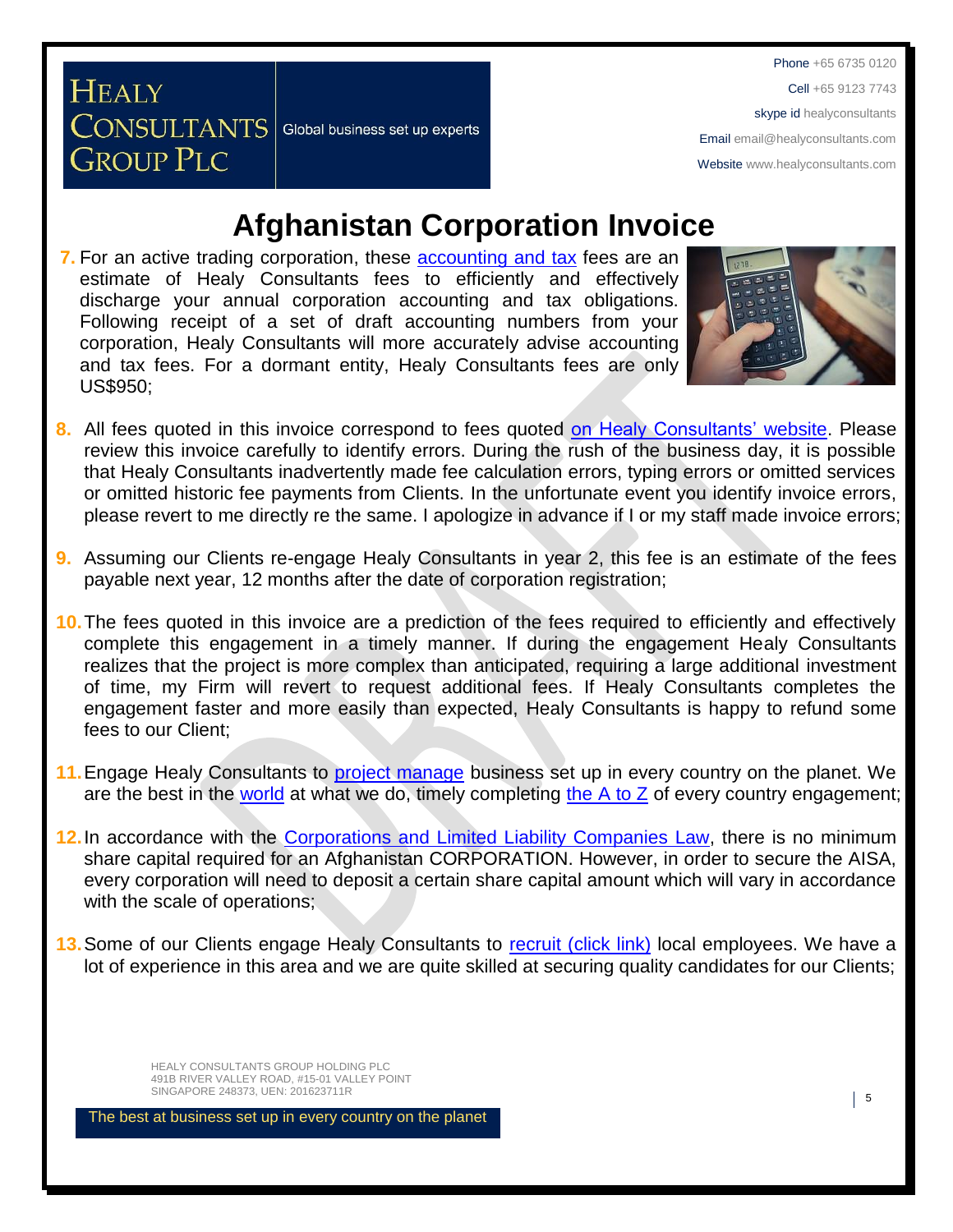# Afghanistan Corporation Invoice

7. For an active trading corporation, these accounting and tax fees are an estimate of Healy Consultants fees to efficiently and effectively discharge your annual corporation accounting and tax obligations. Following receipt of a set of draft accounting numbers from your corporation, Healy Consultants will more accurately advise accounting and tax fees. For a dormant entity, Healy Consultants fees are only US$950;

8. All fees quoted in this invoice correspond to fees quoted on Healy Consultants' website. Please review this invoice carefully to identify errors. During the rush of the business day, it is possible that Healy Consultants inadvertently made fee calculation errors, typing errors or omitted services or omitted historic fee payments from Clients. In the unfortunate event you identify invoice errors, please revert to me directly re the same. I apologize in advance if I or my staff made invoice errors;

9. Assuming our Clients re-engage Healy Consultants in year 2, this fee is an estimate of the fees payable next year, 12 months after the date of corporation registration;

10. The fees quoted in this invoice are a prediction of the fees required to efficiently and effectively complete this engagement in a timely manner. If during the engagement Healy Consultants realizes that the project is more complex than anticipated, requiring a large additional investment of time, my Firm will revert to request additional fees. If Healy Consultants completes the engagement faster and more easily than expected, Healy Consultants is happy to refund some fees to our Client;

11. Engage Healy Consultants to project manage business set up in every country on the planet. We are the best in the world at what we do, timely completing the A to Z of every country engagement;

12. In accordance with the Corporations and Limited Liability Companies Law, there is no minimum share capital required for an Afghanistan CORPORATION. However, in order to secure the AISA, every corporation will need to deposit a certain share capital amount which will vary in accordance with the scale of operations;

13. Some of our Clients engage Healy Consultants to recruit (click link) local employees. We have a lot of experience in this area and we are quite skilled at securing quality candidates for our Clients;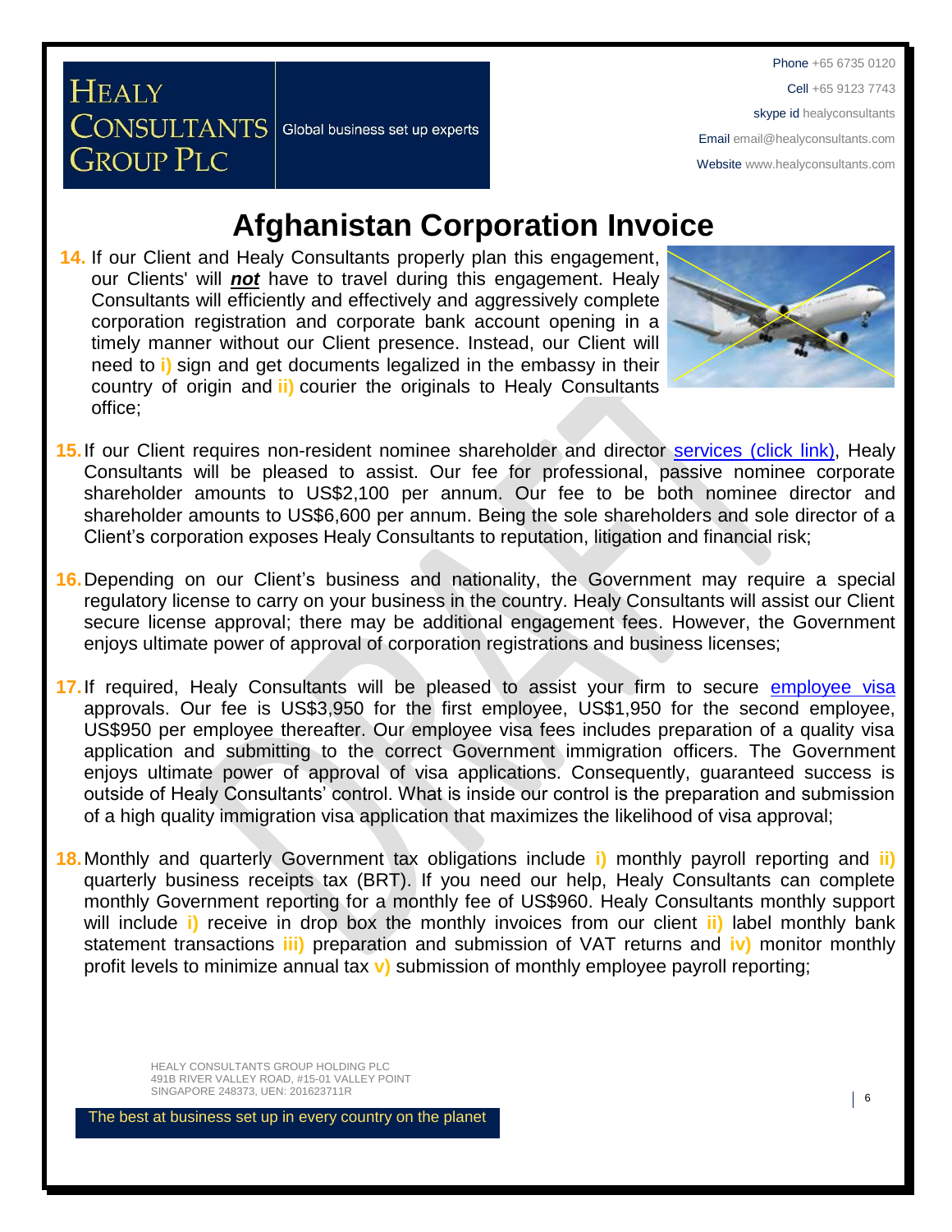# Afghanistan Corporation Invoice

14. If our Client and Healy Consultants properly plan this engagement, our Clients' will ***not*** have to travel during this engagement. Healy Consultants will efficiently and effectively and aggressively complete corporation registration and corporate bank account opening in a timely manner without our Client presence. Instead, our Client will need to **i)** sign and get documents legalized in the embassy in their country of origin and **ii)** courier the originals to Healy Consultants office;

15. If our Client requires non-resident nominee shareholder and director services (click link), Healy Consultants will be pleased to assist. Our fee for professional, passive nominee corporate shareholder amounts to US$2,100 per annum. Our fee to be both nominee director and shareholder amounts to US$6,600 per annum. Being the sole shareholders and sole director of a Client's corporation exposes Healy Consultants to reputation, litigation and financial risk;

16. Depending on our Client's business and nationality, the Government may require a special regulatory license to carry on your business in the country. Healy Consultants will assist our Client secure license approval; there may be additional engagement fees. However, the Government enjoys ultimate power of approval of corporation registrations and business licenses;

17. If required, Healy Consultants will be pleased to assist your firm to secure employee visa approvals. Our fee is US$3,950 for the first employee, US$1,950 for the second employee, US$950 per employee thereafter. Our employee visa fees includes preparation of a quality visa application and submitting to the correct Government immigration officers. The Government enjoys ultimate power of approval of visa applications. Consequently, guaranteed success is outside of Healy Consultants' control. What is inside our control is the preparation and submission of a high quality immigration visa application that maximizes the likelihood of visa approval;

18. Monthly and quarterly Government tax obligations include **i)** monthly payroll reporting and **ii)** quarterly business receipts tax (BRT). If you need our help, Healy Consultants can complete monthly Government reporting for a monthly fee of US$960. Healy Consultants monthly support will include **i)** receive in drop box the monthly invoices from our client **ii)** label monthly bank statement transactions **iii)** preparation and submission of VAT returns and **iv)** monitor monthly profit levels to minimize annual tax **v)** submission of monthly employee payroll reporting;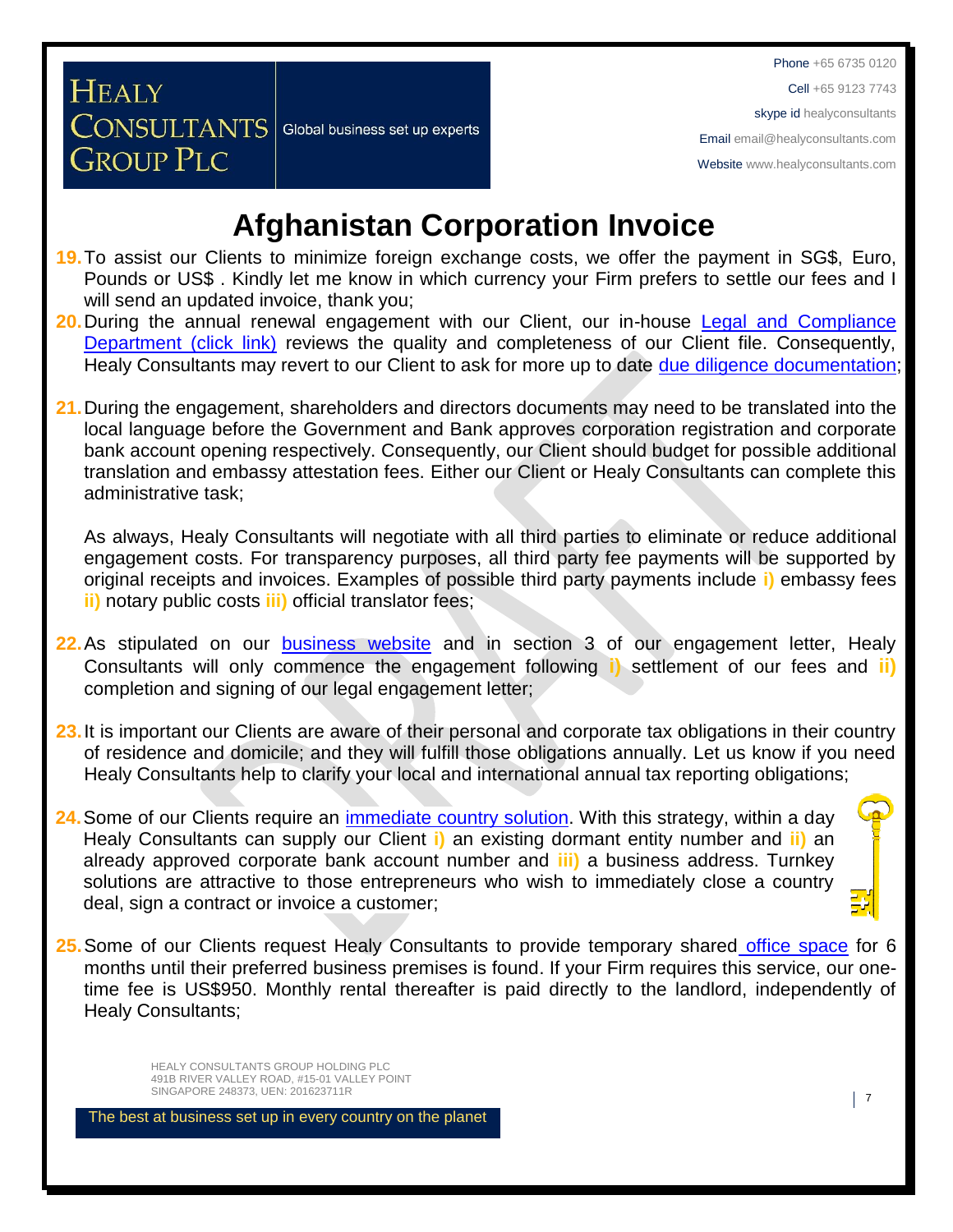# Afghanistan Corporation Invoice

19. To assist our Clients to minimize foreign exchange costs, we offer the payment in SG$, Euro, Pounds or US$ . Kindly let me know in which currency your Firm prefers to settle our fees and I will send an updated invoice, thank you;

20. During the annual renewal engagement with our Client, our in-house Legal and Compliance Department (click link) reviews the quality and completeness of our Client file. Consequently, Healy Consultants may revert to our Client to ask for more up to date due diligence documentation;

21. During the engagement, shareholders and directors documents may need to be translated into the local language before the Government and Bank approves corporation registration and corporate bank account opening respectively. Consequently, our Client should budget for possible additional translation and embassy attestation fees. Either our Client or Healy Consultants can complete this administrative task;

    As always, Healy Consultants will negotiate with all third parties to eliminate or reduce additional engagement costs. For transparency purposes, all third party fee payments will be supported by original receipts and invoices. Examples of possible third party payments include **i)** embassy fees **ii)** notary public costs **iii)** official translator fees;

22. As stipulated on our business website and in section 3 of our engagement letter, Healy Consultants will only commence the engagement following **i)** settlement of our fees and **ii)** completion and signing of our legal engagement letter;

23. It is important our Clients are aware of their personal and corporate tax obligations in their country of residence and domicile; and they will fulfill those obligations annually. Let us know if you need Healy Consultants help to clarify your local and international annual tax reporting obligations;

24. Some of our Clients require an immediate country solution. With this strategy, within a day Healy Consultants can supply our Client **i)** an existing dormant entity number and **ii)** an already approved corporate bank account number and **iii)** a business address. Turnkey solutions are attractive to those entrepreneurs who wish to immediately close a country deal, sign a contract or invoice a customer;

25. Some of our Clients request Healy Consultants to provide temporary shared office space for 6 months until their preferred business premises is found. If your Firm requires this service, our one-time fee is US$950. Monthly rental thereafter is paid directly to the landlord, independently of Healy Consultants;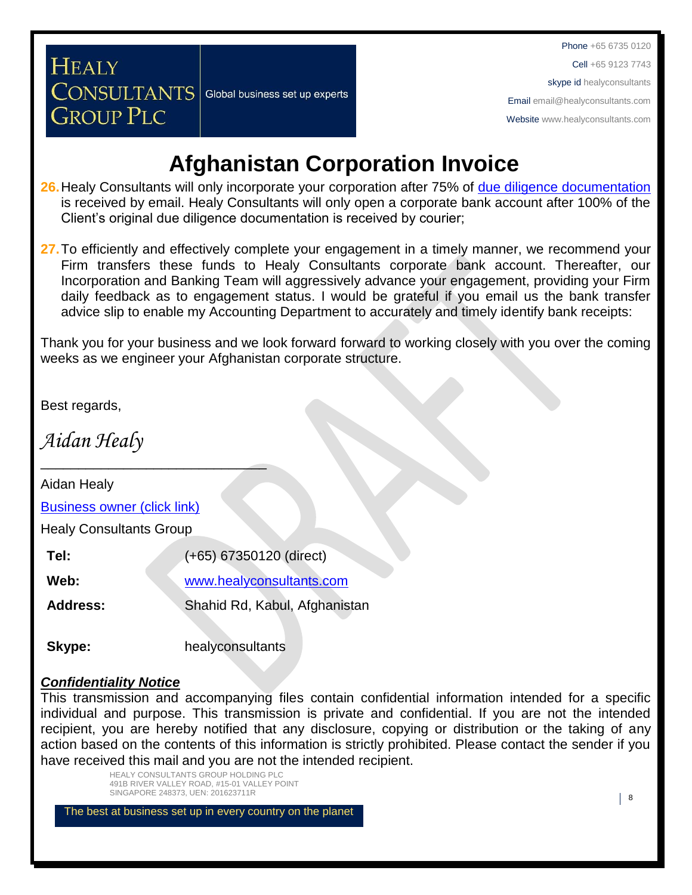# Afghanistan Corporation Invoice

26. Healy Consultants will only incorporate your corporation after 75% of [due diligence documentation] is received by email. Healy Consultants will only open a corporate bank account after 100% of the Client's original due diligence documentation is received by courier;

27. To efficiently and effectively complete your engagement in a timely manner, we recommend your Firm transfers these funds to Healy Consultants corporate bank account. Thereafter, our Incorporation and Banking Team will aggressively advance your engagement, providing your Firm daily feedback as to engagement status. I would be grateful if you email us the bank transfer advice slip to enable my Accounting Department to accurately and timely identify bank receipts:

Thank you for your business and we look forward forward to working closely with you over the coming weeks as we engineer your Afghanistan corporate structure.

Best regards,

*Aidan Healy*

______________________________

Aidan Healy

[Business owner (click link)]

Healy Consultants Group

| | |
|---|---|
| **Tel:** | (+65) 67350120 (direct) |
| **Web:** | www.healyconsultants.com |
| **Address:** | Shahid Rd, Kabul, Afghanistan |
| **Skype:** | healyconsultants |

***Confidentiality Notice***

This transmission and accompanying files contain confidential information intended for a specific individual and purpose. This transmission is private and confidential. If you are not the intended recipient, you are hereby notified that any disclosure, copying or distribution or the taking of any action based on the contents of this information is strictly prohibited. Please contact the sender if you have received this mail and you are not the intended recipient.